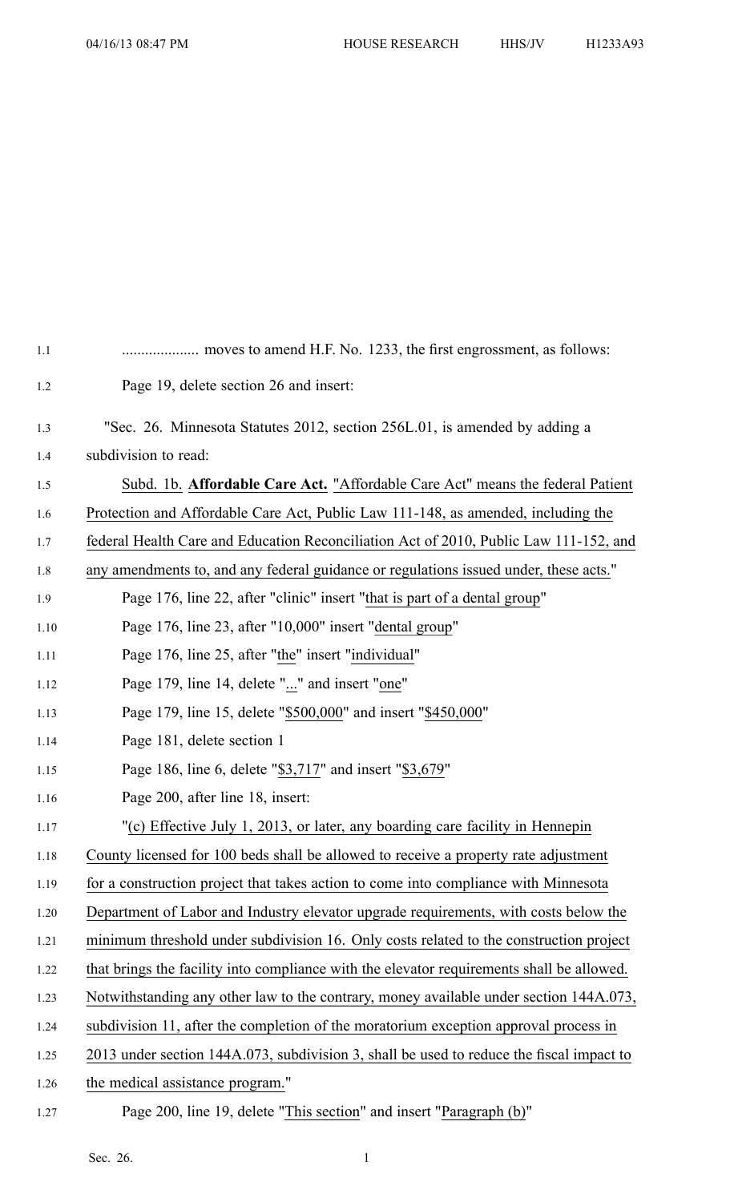.................... moves to amend H.F. No. 1233, the first engrossment, as follows:

Page 19, delete section 26 and insert:

"Sec. 26. Minnesota Statutes 2012, section 256L.01, is amended by adding a subdivision to read:

Subd. 1b. **Affordable Care Act.** "Affordable Care Act" means the federal Patient Protection and Affordable Care Act, Public Law 111-148, as amended, including the federal Health Care and Education Reconciliation Act of 2010, Public Law 111-152, and any amendments to, and any federal guidance or regulations issued under, these acts."

Page 176, line 22, after "clinic" insert "that is part of a dental group"

Page 176, line 23, after "10,000" insert "dental group"

Page 176, line 25, after "the" insert "individual"

Page 179, line 14, delete "..." and insert "one"

Page 179, line 15, delete "$500,000" and insert "$450,000"

Page 181, delete section 1

Page 186, line 6, delete "$3,717" and insert "$3,679"

Page 200, after line 18, insert:

"(c) Effective July 1, 2013, or later, any boarding care facility in Hennepin County licensed for 100 beds shall be allowed to receive a property rate adjustment for a construction project that takes action to come into compliance with Minnesota Department of Labor and Industry elevator upgrade requirements, with costs below the minimum threshold under subdivision 16. Only costs related to the construction project that brings the facility into compliance with the elevator requirements shall be allowed. Notwithstanding any other law to the contrary, money available under section 144A.073, subdivision 11, after the completion of the moratorium exception approval process in 2013 under section 144A.073, subdivision 3, shall be used to reduce the fiscal impact to the medical assistance program."

Page 200, line 19, delete "This section" and insert "Paragraph (b)"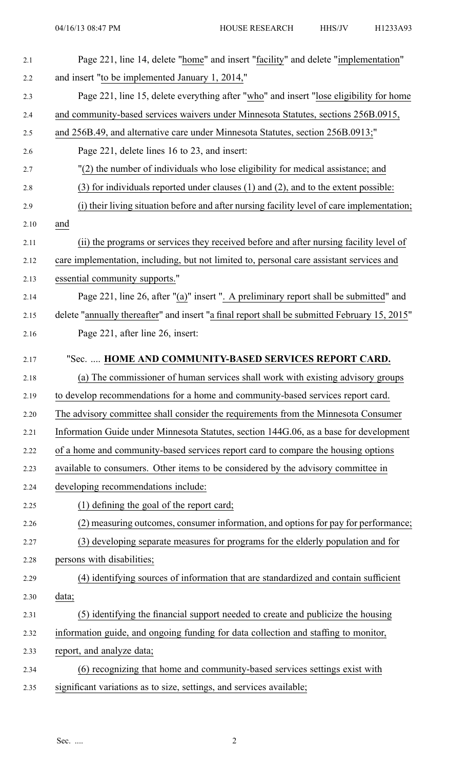Page 221, line 14, delete "home" and insert "facility" and delete "implementation" and insert "to be implemented January 1, 2014,"

Page 221, line 15, delete everything after "who" and insert "lose eligibility for home and community-based services waivers under Minnesota Statutes, sections 256B.0915, and 256B.49, and alternative care under Minnesota Statutes, section 256B.0913;"

Page 221, delete lines 16 to 23, and insert:

"(2) the number of individuals who lose eligibility for medical assistance; and

(3) for individuals reported under clauses (1) and (2), and to the extent possible:

(i) their living situation before and after nursing facility level of care implementation; and

(ii) the programs or services they received before and after nursing facility level of care implementation, including, but not limited to, personal care assistant services and essential community supports."

Page 221, line 26, after "(a)" insert ". A preliminary report shall be submitted" and delete "annually thereafter" and insert "a final report shall be submitted February 15, 2015"

Page 221, after line 26, insert:

"Sec. .... **HOME AND COMMUNITY-BASED SERVICES REPORT CARD.**

(a) The commissioner of human services shall work with existing advisory groups to develop recommendations for a home and community-based services report card. The advisory committee shall consider the requirements from the Minnesota Consumer Information Guide under Minnesota Statutes, section 144G.06, as a base for development of a home and community-based services report card to compare the housing options available to consumers. Other items to be considered by the advisory committee in developing recommendations include:

(1) defining the goal of the report card;

(2) measuring outcomes, consumer information, and options for pay for performance;

(3) developing separate measures for programs for the elderly population and for persons with disabilities;

(4) identifying sources of information that are standardized and contain sufficient data;

(5) identifying the financial support needed to create and publicize the housing information guide, and ongoing funding for data collection and staffing to monitor, report, and analyze data;

(6) recognizing that home and community-based services settings exist with significant variations as to size, settings, and services available;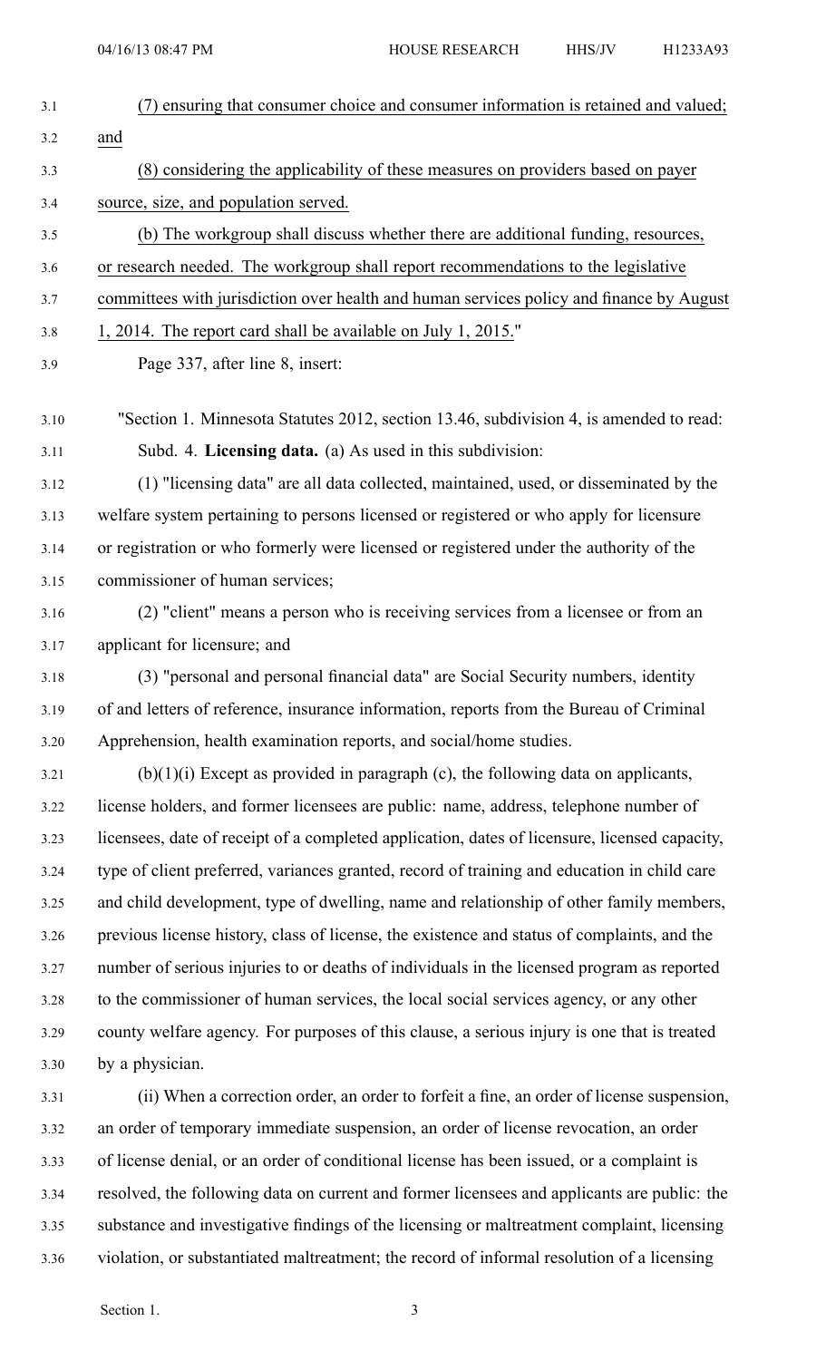(7) ensuring that consumer choice and consumer information is retained and valued; and

(8) considering the applicability of these measures on providers based on payer source, size, and population served.

(b) The workgroup shall discuss whether there are additional funding, resources, or research needed. The workgroup shall report recommendations to the legislative committees with jurisdiction over health and human services policy and finance by August 1, 2014. The report card shall be available on July 1, 2015."

Page 337, after line 8, insert:

"Section 1. Minnesota Statutes 2012, section 13.46, subdivision 4, is amended to read:

Subd. 4. **Licensing data.** (a) As used in this subdivision:

(1) "licensing data" are all data collected, maintained, used, or disseminated by the welfare system pertaining to persons licensed or registered or who apply for licensure or registration or who formerly were licensed or registered under the authority of the commissioner of human services;

(2) "client" means a person who is receiving services from a licensee or from an applicant for licensure; and

(3) "personal and personal financial data" are Social Security numbers, identity of and letters of reference, insurance information, reports from the Bureau of Criminal Apprehension, health examination reports, and social/home studies.

(b)(1)(i) Except as provided in paragraph (c), the following data on applicants, license holders, and former licensees are public: name, address, telephone number of licensees, date of receipt of a completed application, dates of licensure, licensed capacity, type of client preferred, variances granted, record of training and education in child care and child development, type of dwelling, name and relationship of other family members, previous license history, class of license, the existence and status of complaints, and the number of serious injuries to or deaths of individuals in the licensed program as reported to the commissioner of human services, the local social services agency, or any other county welfare agency. For purposes of this clause, a serious injury is one that is treated by a physician.

(ii) When a correction order, an order to forfeit a fine, an order of license suspension, an order of temporary immediate suspension, an order of license revocation, an order of license denial, or an order of conditional license has been issued, or a complaint is resolved, the following data on current and former licensees and applicants are public: the substance and investigative findings of the licensing or maltreatment complaint, licensing violation, or substantiated maltreatment; the record of informal resolution of a licensing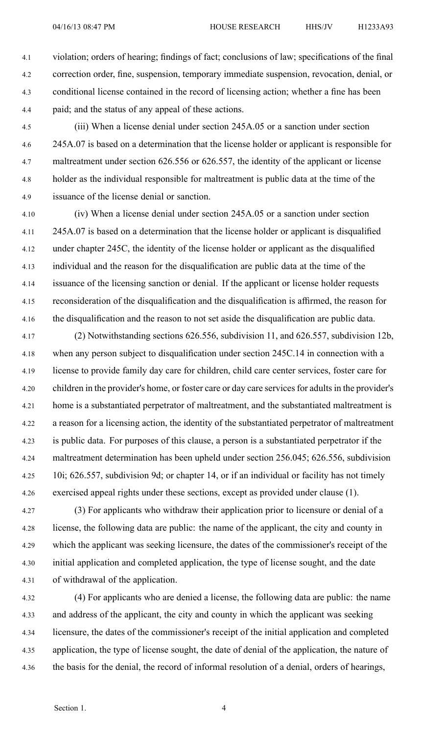violation; orders of hearing; findings of fact; conclusions of law; specifications of the final correction order, fine, suspension, temporary immediate suspension, revocation, denial, or conditional license contained in the record of licensing action; whether a fine has been paid; and the status of any appeal of these actions.

(iii) When a license denial under section 245A.05 or a sanction under section 245A.07 is based on a determination that the license holder or applicant is responsible for maltreatment under section 626.556 or 626.557, the identity of the applicant or license holder as the individual responsible for maltreatment is public data at the time of the issuance of the license denial or sanction.

(iv) When a license denial under section 245A.05 or a sanction under section 245A.07 is based on a determination that the license holder or applicant is disqualified under chapter 245C, the identity of the license holder or applicant as the disqualified individual and the reason for the disqualification are public data at the time of the issuance of the licensing sanction or denial. If the applicant or license holder requests reconsideration of the disqualification and the disqualification is affirmed, the reason for the disqualification and the reason to not set aside the disqualification are public data.

(2) Notwithstanding sections 626.556, subdivision 11, and 626.557, subdivision 12b, when any person subject to disqualification under section 245C.14 in connection with a license to provide family day care for children, child care center services, foster care for children in the provider's home, or foster care or day care services for adults in the provider's home is a substantiated perpetrator of maltreatment, and the substantiated maltreatment is a reason for a licensing action, the identity of the substantiated perpetrator of maltreatment is public data. For purposes of this clause, a person is a substantiated perpetrator if the maltreatment determination has been upheld under section 256.045; 626.556, subdivision 10i; 626.557, subdivision 9d; or chapter 14, or if an individual or facility has not timely exercised appeal rights under these sections, except as provided under clause (1).

(3) For applicants who withdraw their application prior to licensure or denial of a license, the following data are public: the name of the applicant, the city and county in which the applicant was seeking licensure, the dates of the commissioner's receipt of the initial application and completed application, the type of license sought, and the date of withdrawal of the application.

(4) For applicants who are denied a license, the following data are public: the name and address of the applicant, the city and county in which the applicant was seeking licensure, the dates of the commissioner's receipt of the initial application and completed application, the type of license sought, the date of denial of the application, the nature of the basis for the denial, the record of informal resolution of a denial, orders of hearings,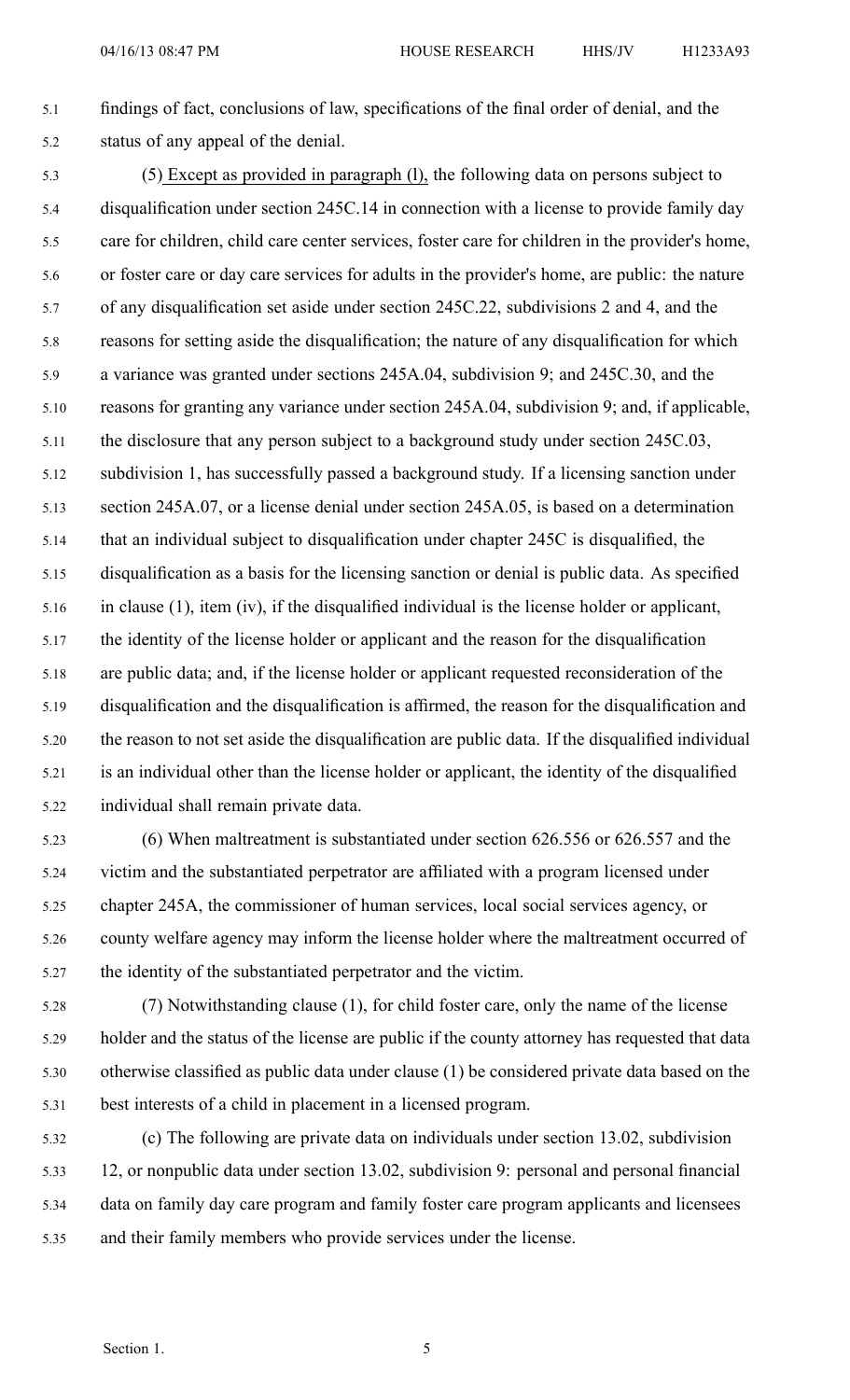findings of fact, conclusions of law, specifications of the final order of denial, and the status of any appeal of the denial.

(5) Except as provided in paragraph (l), the following data on persons subject to disqualification under section 245C.14 in connection with a license to provide family day care for children, child care center services, foster care for children in the provider's home, or foster care or day care services for adults in the provider's home, are public: the nature of any disqualification set aside under section 245C.22, subdivisions 2 and 4, and the reasons for setting aside the disqualification; the nature of any disqualification for which a variance was granted under sections 245A.04, subdivision 9; and 245C.30, and the reasons for granting any variance under section 245A.04, subdivision 9; and, if applicable, the disclosure that any person subject to a background study under section 245C.03, subdivision 1, has successfully passed a background study. If a licensing sanction under section 245A.07, or a license denial under section 245A.05, is based on a determination that an individual subject to disqualification under chapter 245C is disqualified, the disqualification as a basis for the licensing sanction or denial is public data. As specified in clause (1), item (iv), if the disqualified individual is the license holder or applicant, the identity of the license holder or applicant and the reason for the disqualification are public data; and, if the license holder or applicant requested reconsideration of the disqualification and the disqualification is affirmed, the reason for the disqualification and the reason to not set aside the disqualification are public data. If the disqualified individual is an individual other than the license holder or applicant, the identity of the disqualified individual shall remain private data.

(6) When maltreatment is substantiated under section 626.556 or 626.557 and the victim and the substantiated perpetrator are affiliated with a program licensed under chapter 245A, the commissioner of human services, local social services agency, or county welfare agency may inform the license holder where the maltreatment occurred of the identity of the substantiated perpetrator and the victim.

(7) Notwithstanding clause (1), for child foster care, only the name of the license holder and the status of the license are public if the county attorney has requested that data otherwise classified as public data under clause (1) be considered private data based on the best interests of a child in placement in a licensed program.

(c) The following are private data on individuals under section 13.02, subdivision 12, or nonpublic data under section 13.02, subdivision 9: personal and personal financial data on family day care program and family foster care program applicants and licensees and their family members who provide services under the license.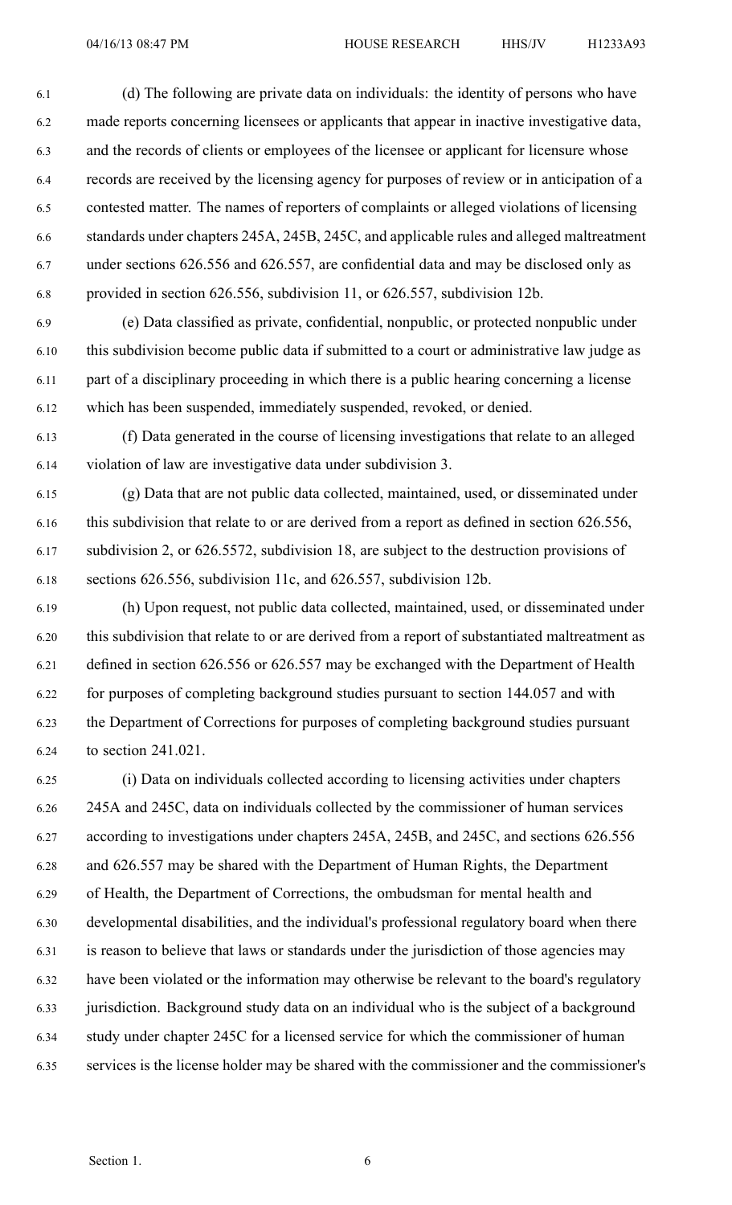(d) The following are private data on individuals: the identity of persons who have made reports concerning licensees or applicants that appear in inactive investigative data, and the records of clients or employees of the licensee or applicant for licensure whose records are received by the licensing agency for purposes of review or in anticipation of a contested matter. The names of reporters of complaints or alleged violations of licensing standards under chapters 245A, 245B, 245C, and applicable rules and alleged maltreatment under sections 626.556 and 626.557, are confidential data and may be disclosed only as provided in section 626.556, subdivision 11, or 626.557, subdivision 12b.

(e) Data classified as private, confidential, nonpublic, or protected nonpublic under this subdivision become public data if submitted to a court or administrative law judge as part of a disciplinary proceeding in which there is a public hearing concerning a license which has been suspended, immediately suspended, revoked, or denied.

(f) Data generated in the course of licensing investigations that relate to an alleged violation of law are investigative data under subdivision 3.

(g) Data that are not public data collected, maintained, used, or disseminated under this subdivision that relate to or are derived from a report as defined in section 626.556, subdivision 2, or 626.5572, subdivision 18, are subject to the destruction provisions of sections 626.556, subdivision 11c, and 626.557, subdivision 12b.

(h) Upon request, not public data collected, maintained, used, or disseminated under this subdivision that relate to or are derived from a report of substantiated maltreatment as defined in section 626.556 or 626.557 may be exchanged with the Department of Health for purposes of completing background studies pursuant to section 144.057 and with the Department of Corrections for purposes of completing background studies pursuant to section 241.021.

(i) Data on individuals collected according to licensing activities under chapters 245A and 245C, data on individuals collected by the commissioner of human services according to investigations under chapters 245A, 245B, and 245C, and sections 626.556 and 626.557 may be shared with the Department of Human Rights, the Department of Health, the Department of Corrections, the ombudsman for mental health and developmental disabilities, and the individual's professional regulatory board when there is reason to believe that laws or standards under the jurisdiction of those agencies may have been violated or the information may otherwise be relevant to the board's regulatory jurisdiction. Background study data on an individual who is the subject of a background study under chapter 245C for a licensed service for which the commissioner of human services is the license holder may be shared with the commissioner and the commissioner's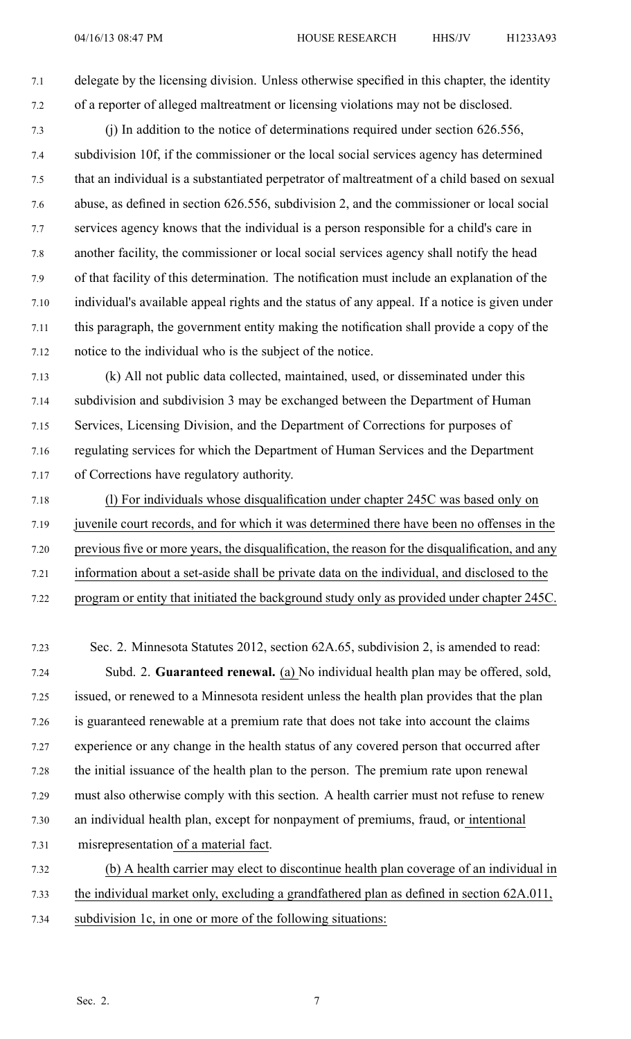delegate by the licensing division. Unless otherwise specified in this chapter, the identity of a reporter of alleged maltreatment or licensing violations may not be disclosed.

(j) In addition to the notice of determinations required under section 626.556, subdivision 10f, if the commissioner or the local social services agency has determined that an individual is a substantiated perpetrator of maltreatment of a child based on sexual abuse, as defined in section 626.556, subdivision 2, and the commissioner or local social services agency knows that the individual is a person responsible for a child's care in another facility, the commissioner or local social services agency shall notify the head of that facility of this determination. The notification must include an explanation of the individual's available appeal rights and the status of any appeal. If a notice is given under this paragraph, the government entity making the notification shall provide a copy of the notice to the individual who is the subject of the notice.

(k) All not public data collected, maintained, used, or disseminated under this subdivision and subdivision 3 may be exchanged between the Department of Human Services, Licensing Division, and the Department of Corrections for purposes of regulating services for which the Department of Human Services and the Department of Corrections have regulatory authority.

(l) For individuals whose disqualification under chapter 245C was based only on juvenile court records, and for which it was determined there have been no offenses in the previous five or more years, the disqualification, the reason for the disqualification, and any information about a set-aside shall be private data on the individual, and disclosed to the program or entity that initiated the background study only as provided under chapter 245C.

Sec. 2. Minnesota Statutes 2012, section 62A.65, subdivision 2, is amended to read:

Subd. 2. **Guaranteed renewal.** (a) No individual health plan may be offered, sold, issued, or renewed to a Minnesota resident unless the health plan provides that the plan is guaranteed renewable at a premium rate that does not take into account the claims experience or any change in the health status of any covered person that occurred after the initial issuance of the health plan to the person. The premium rate upon renewal must also otherwise comply with this section. A health carrier must not refuse to renew an individual health plan, except for nonpayment of premiums, fraud, or intentional misrepresentation of a material fact.

(b) A health carrier may elect to discontinue health plan coverage of an individual in the individual market only, excluding a grandfathered plan as defined in section 62A.011, subdivision 1c, in one or more of the following situations: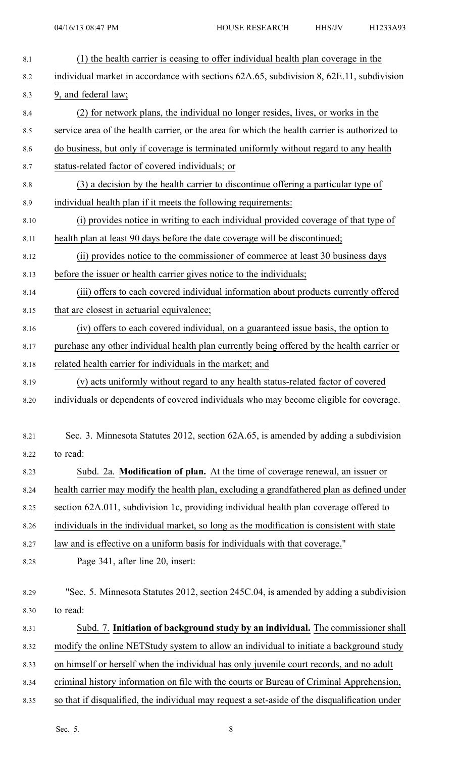(1) the health carrier is ceasing to offer individual health plan coverage in the individual market in accordance with sections 62A.65, subdivision 8, 62E.11, subdivision 9, and federal law;

(2) for network plans, the individual no longer resides, lives, or works in the service area of the health carrier, or the area for which the health carrier is authorized to do business, but only if coverage is terminated uniformly without regard to any health status-related factor of covered individuals; or

(3) a decision by the health carrier to discontinue offering a particular type of individual health plan if it meets the following requirements:

(i) provides notice in writing to each individual provided coverage of that type of health plan at least 90 days before the date coverage will be discontinued;

(ii) provides notice to the commissioner of commerce at least 30 business days before the issuer or health carrier gives notice to the individuals;

(iii) offers to each covered individual information about products currently offered that are closest in actuarial equivalence;

(iv) offers to each covered individual, on a guaranteed issue basis, the option to purchase any other individual health plan currently being offered by the health carrier or related health carrier for individuals in the market; and

(v) acts uniformly without regard to any health status-related factor of covered individuals or dependents of covered individuals who may become eligible for coverage.

Sec. 3. Minnesota Statutes 2012, section 62A.65, is amended by adding a subdivision to read:

Subd. 2a. **Modification of plan.** At the time of coverage renewal, an issuer or health carrier may modify the health plan, excluding a grandfathered plan as defined under section 62A.011, subdivision 1c, providing individual health plan coverage offered to individuals in the individual market, so long as the modification is consistent with state law and is effective on a uniform basis for individuals with that coverage."

Page 341, after line 20, insert:

"Sec. 5. Minnesota Statutes 2012, section 245C.04, is amended by adding a subdivision to read:

Subd. 7. **Initiation of background study by an individual.** The commissioner shall modify the online NETStudy system to allow an individual to initiate a background study on himself or herself when the individual has only juvenile court records, and no adult criminal history information on file with the courts or Bureau of Criminal Apprehension, so that if disqualified, the individual may request a set-aside of the disqualification under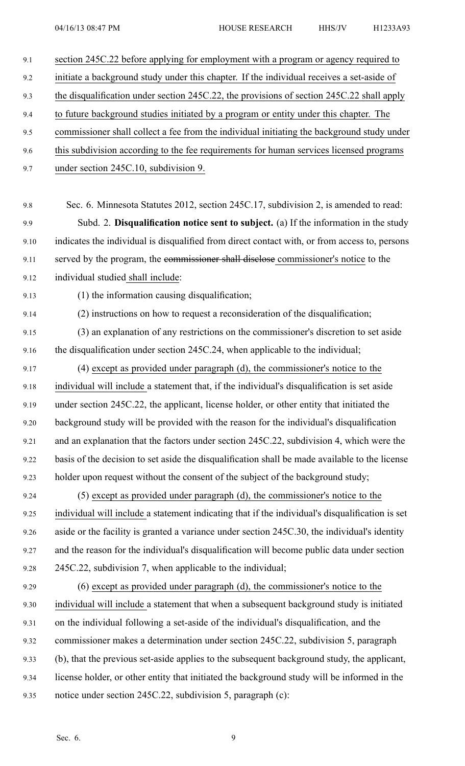section 245C.22 before applying for employment with a program or agency required to initiate a background study under this chapter. If the individual receives a set-aside of the disqualification under section 245C.22, the provisions of section 245C.22 shall apply to future background studies initiated by a program or entity under this chapter. The commissioner shall collect a fee from the individual initiating the background study under this subdivision according to the fee requirements for human services licensed programs under section 245C.10, subdivision 9.

Sec. 6. Minnesota Statutes 2012, section 245C.17, subdivision 2, is amended to read:

Subd. 2. **Disqualification notice sent to subject.** (a) If the information in the study indicates the individual is disqualified from direct contact with, or from access to, persons served by the program, the ~~commissioner shall disclose~~ commissioner's notice to the individual studied shall include:

(1) the information causing disqualification;

(2) instructions on how to request a reconsideration of the disqualification;

(3) an explanation of any restrictions on the commissioner's discretion to set aside the disqualification under section 245C.24, when applicable to the individual;

(4) except as provided under paragraph (d), the commissioner's notice to the individual will include a statement that, if the individual's disqualification is set aside under section 245C.22, the applicant, license holder, or other entity that initiated the background study will be provided with the reason for the individual's disqualification and an explanation that the factors under section 245C.22, subdivision 4, which were the basis of the decision to set aside the disqualification shall be made available to the license holder upon request without the consent of the subject of the background study;

(5) except as provided under paragraph (d), the commissioner's notice to the individual will include a statement indicating that if the individual's disqualification is set aside or the facility is granted a variance under section 245C.30, the individual's identity and the reason for the individual's disqualification will become public data under section 245C.22, subdivision 7, when applicable to the individual;

(6) except as provided under paragraph (d), the commissioner's notice to the individual will include a statement that when a subsequent background study is initiated on the individual following a set-aside of the individual's disqualification, and the commissioner makes a determination under section 245C.22, subdivision 5, paragraph (b), that the previous set-aside applies to the subsequent background study, the applicant, license holder, or other entity that initiated the background study will be informed in the notice under section 245C.22, subdivision 5, paragraph (c):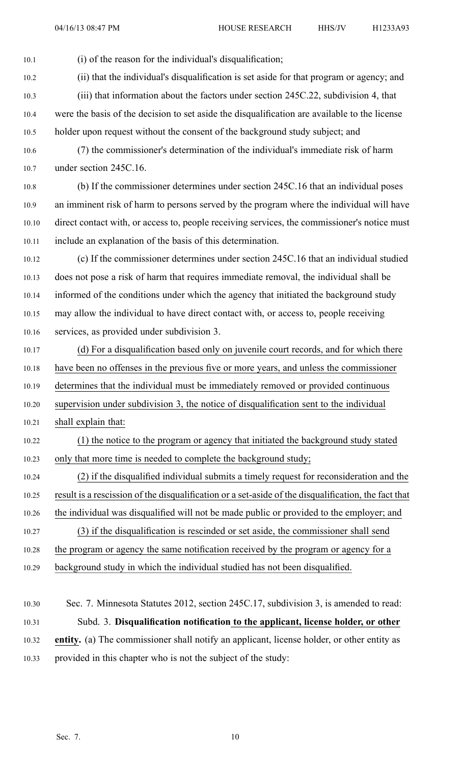(i) of the reason for the individual's disqualification;

(ii) that the individual's disqualification is set aside for that program or agency; and

(iii) that information about the factors under section 245C.22, subdivision 4, that were the basis of the decision to set aside the disqualification are available to the license holder upon request without the consent of the background study subject; and

(7) the commissioner's determination of the individual's immediate risk of harm under section 245C.16.

(b) If the commissioner determines under section 245C.16 that an individual poses an imminent risk of harm to persons served by the program where the individual will have direct contact with, or access to, people receiving services, the commissioner's notice must include an explanation of the basis of this determination.

(c) If the commissioner determines under section 245C.16 that an individual studied does not pose a risk of harm that requires immediate removal, the individual shall be informed of the conditions under which the agency that initiated the background study may allow the individual to have direct contact with, or access to, people receiving services, as provided under subdivision 3.

(d) For a disqualification based only on juvenile court records, and for which there have been no offenses in the previous five or more years, and unless the commissioner determines that the individual must be immediately removed or provided continuous supervision under subdivision 3, the notice of disqualification sent to the individual shall explain that:

(1) the notice to the program or agency that initiated the background study stated only that more time is needed to complete the background study;

(2) if the disqualified individual submits a timely request for reconsideration and the result is a rescission of the disqualification or a set-aside of the disqualification, the fact that the individual was disqualified will not be made public or provided to the employer; and

(3) if the disqualification is rescinded or set aside, the commissioner shall send the program or agency the same notification received by the program or agency for a background study in which the individual studied has not been disqualified.

Sec. 7. Minnesota Statutes 2012, section 245C.17, subdivision 3, is amended to read:

Subd. 3. **Disqualification notification to the applicant, license holder, or other entity.** (a) The commissioner shall notify an applicant, license holder, or other entity as provided in this chapter who is not the subject of the study: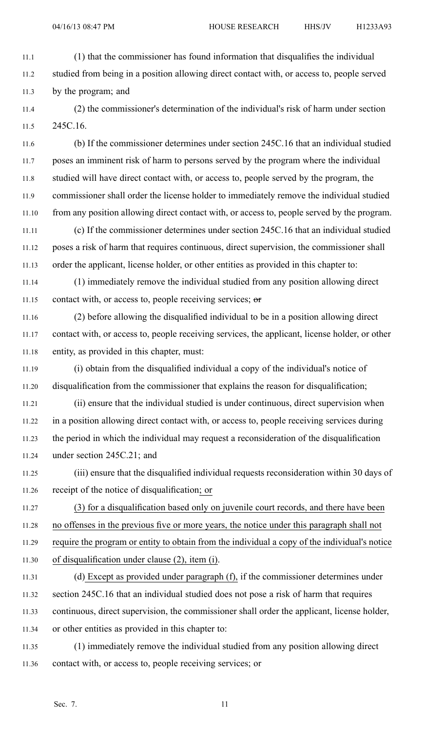(1) that the commissioner has found information that disqualifies the individual studied from being in a position allowing direct contact with, or access to, people served by the program; and

(2) the commissioner's determination of the individual's risk of harm under section 245C.16.

(b) If the commissioner determines under section 245C.16 that an individual studied poses an imminent risk of harm to persons served by the program where the individual studied will have direct contact with, or access to, people served by the program, the commissioner shall order the license holder to immediately remove the individual studied from any position allowing direct contact with, or access to, people served by the program.

(c) If the commissioner determines under section 245C.16 that an individual studied poses a risk of harm that requires continuous, direct supervision, the commissioner shall order the applicant, license holder, or other entities as provided in this chapter to:

(1) immediately remove the individual studied from any position allowing direct contact with, or access to, people receiving services; ~~or~~

(2) before allowing the disqualified individual to be in a position allowing direct contact with, or access to, people receiving services, the applicant, license holder, or other entity, as provided in this chapter, must:

(i) obtain from the disqualified individual a copy of the individual's notice of disqualification from the commissioner that explains the reason for disqualification;

(ii) ensure that the individual studied is under continuous, direct supervision when in a position allowing direct contact with, or access to, people receiving services during the period in which the individual may request a reconsideration of the disqualification under section 245C.21; and

(iii) ensure that the disqualified individual requests reconsideration within 30 days of receipt of the notice of disqualification; or

(3) for a disqualification based only on juvenile court records, and there have been no offenses in the previous five or more years, the notice under this paragraph shall not require the program or entity to obtain from the individual a copy of the individual's notice of disqualification under clause (2), item (i).

(d) Except as provided under paragraph (f), if the commissioner determines under section 245C.16 that an individual studied does not pose a risk of harm that requires continuous, direct supervision, the commissioner shall order the applicant, license holder, or other entities as provided in this chapter to:

(1) immediately remove the individual studied from any position allowing direct contact with, or access to, people receiving services; or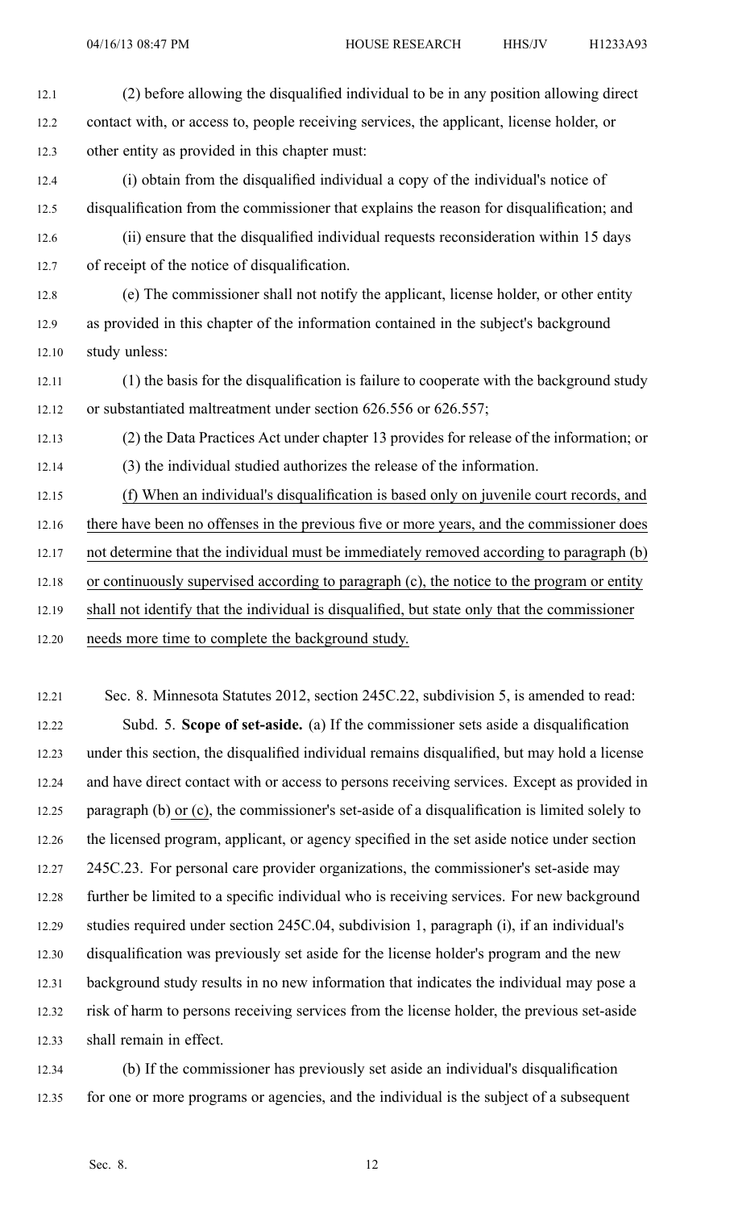(2) before allowing the disqualified individual to be in any position allowing direct contact with, or access to, people receiving services, the applicant, license holder, or other entity as provided in this chapter must:

(i) obtain from the disqualified individual a copy of the individual's notice of disqualification from the commissioner that explains the reason for disqualification; and

(ii) ensure that the disqualified individual requests reconsideration within 15 days of receipt of the notice of disqualification.

(e) The commissioner shall not notify the applicant, license holder, or other entity as provided in this chapter of the information contained in the subject's background study unless:

(1) the basis for the disqualification is failure to cooperate with the background study or substantiated maltreatment under section 626.556 or 626.557;

(2) the Data Practices Act under chapter 13 provides for release of the information; or

(3) the individual studied authorizes the release of the information.

(f) When an individual's disqualification is based only on juvenile court records, and there have been no offenses in the previous five or more years, and the commissioner does not determine that the individual must be immediately removed according to paragraph (b) or continuously supervised according to paragraph (c), the notice to the program or entity shall not identify that the individual is disqualified, but state only that the commissioner needs more time to complete the background study.

Sec. 8. Minnesota Statutes 2012, section 245C.22, subdivision 5, is amended to read:

Subd. 5. **Scope of set-aside.** (a) If the commissioner sets aside a disqualification under this section, the disqualified individual remains disqualified, but may hold a license and have direct contact with or access to persons receiving services. Except as provided in paragraph (b) or (c), the commissioner's set-aside of a disqualification is limited solely to the licensed program, applicant, or agency specified in the set aside notice under section 245C.23. For personal care provider organizations, the commissioner's set-aside may further be limited to a specific individual who is receiving services. For new background studies required under section 245C.04, subdivision 1, paragraph (i), if an individual's disqualification was previously set aside for the license holder's program and the new background study results in no new information that indicates the individual may pose a risk of harm to persons receiving services from the license holder, the previous set-aside shall remain in effect.

(b) If the commissioner has previously set aside an individual's disqualification for one or more programs or agencies, and the individual is the subject of a subsequent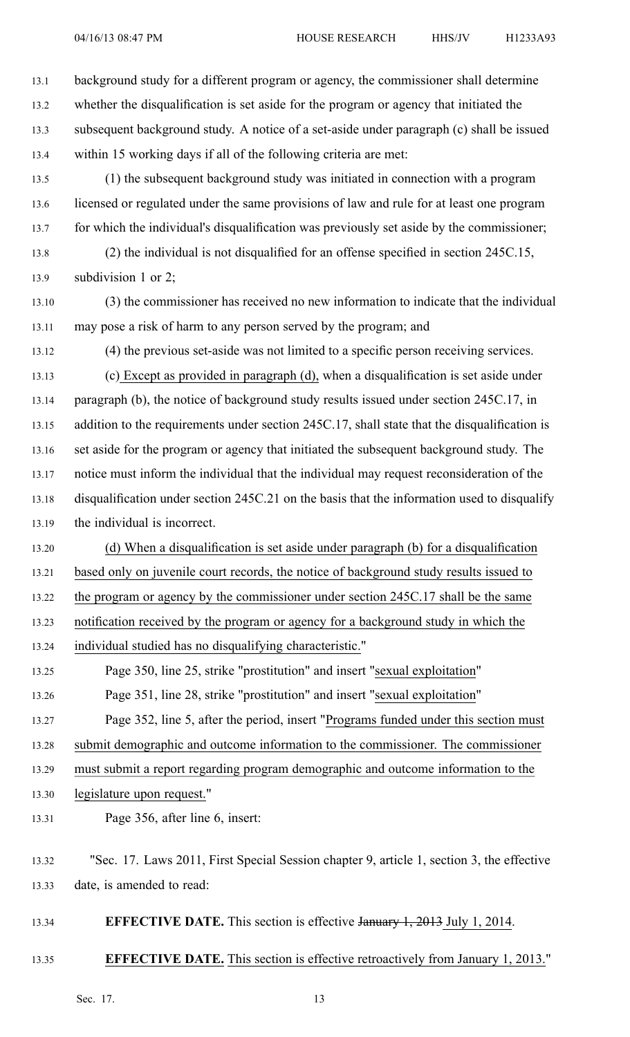background study for a different program or agency, the commissioner shall determine whether the disqualification is set aside for the program or agency that initiated the subsequent background study. A notice of a set-aside under paragraph (c) shall be issued within 15 working days if all of the following criteria are met:

(1) the subsequent background study was initiated in connection with a program licensed or regulated under the same provisions of law and rule for at least one program for which the individual's disqualification was previously set aside by the commissioner;

(2) the individual is not disqualified for an offense specified in section 245C.15, subdivision 1 or 2;

(3) the commissioner has received no new information to indicate that the individual may pose a risk of harm to any person served by the program; and

(4) the previous set-aside was not limited to a specific person receiving services.

(c) Except as provided in paragraph (d), when a disqualification is set aside under paragraph (b), the notice of background study results issued under section 245C.17, in addition to the requirements under section 245C.17, shall state that the disqualification is set aside for the program or agency that initiated the subsequent background study. The notice must inform the individual that the individual may request reconsideration of the disqualification under section 245C.21 on the basis that the information used to disqualify the individual is incorrect.

(d) When a disqualification is set aside under paragraph (b) for a disqualification based only on juvenile court records, the notice of background study results issued to the program or agency by the commissioner under section 245C.17 shall be the same notification received by the program or agency for a background study in which the individual studied has no disqualifying characteristic."

Page 350, line 25, strike "prostitution" and insert "sexual exploitation"

Page 351, line 28, strike "prostitution" and insert "sexual exploitation"

Page 352, line 5, after the period, insert "Programs funded under this section must submit demographic and outcome information to the commissioner. The commissioner must submit a report regarding program demographic and outcome information to the legislature upon request."

Page 356, after line 6, insert:

"Sec. 17. Laws 2011, First Special Session chapter 9, article 1, section 3, the effective date, is amended to read:

**EFFECTIVE DATE.** This section is effective ~~January 1, 2013~~ July 1, 2014.

**EFFECTIVE DATE.** This section is effective retroactively from January 1, 2013."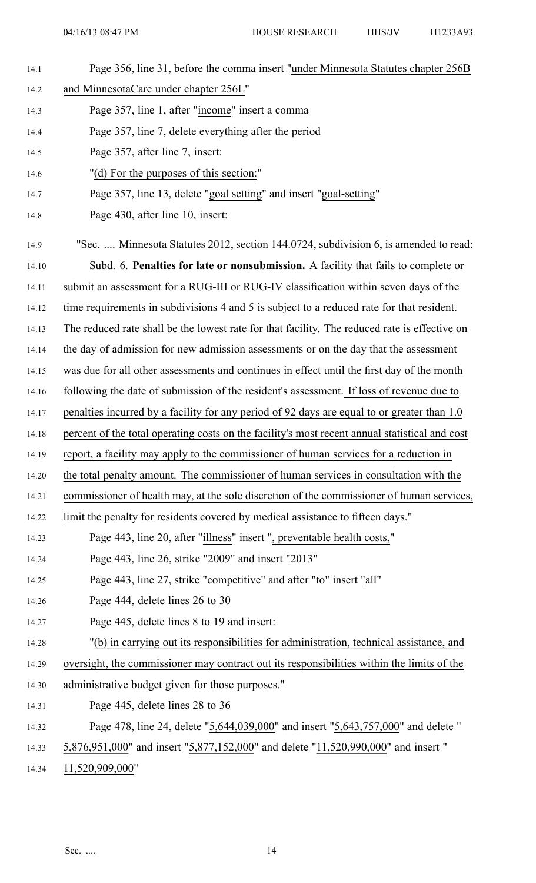Page 356, line 31, before the comma insert "under Minnesota Statutes chapter 256B and MinnesotaCare under chapter 256L"

Page 357, line 1, after "income" insert a comma

Page 357, line 7, delete everything after the period

Page 357, after line 7, insert:

"(d) For the purposes of this section:"

Page 357, line 13, delete "goal setting" and insert "goal-setting"

Page 430, after line 10, insert:

"Sec. .... Minnesota Statutes 2012, section 144.0724, subdivision 6, is amended to read:

Subd. 6. **Penalties for late or nonsubmission.** A facility that fails to complete or submit an assessment for a RUG-III or RUG-IV classification within seven days of the time requirements in subdivisions 4 and 5 is subject to a reduced rate for that resident. The reduced rate shall be the lowest rate for that facility. The reduced rate is effective on the day of admission for new admission assessments or on the day that the assessment was due for all other assessments and continues in effect until the first day of the month following the date of submission of the resident's assessment. If loss of revenue due to penalties incurred by a facility for any period of 92 days are equal to or greater than 1.0 percent of the total operating costs on the facility's most recent annual statistical and cost report, a facility may apply to the commissioner of human services for a reduction in the total penalty amount. The commissioner of human services in consultation with the commissioner of health may, at the sole discretion of the commissioner of human services, limit the penalty for residents covered by medical assistance to fifteen days."

Page 443, line 20, after "illness" insert ", preventable health costs,"

Page 443, line 26, strike "2009" and insert "2013"

Page 443, line 27, strike "competitive" and after "to" insert "all"

Page 444, delete lines 26 to 30

Page 445, delete lines 8 to 19 and insert:

"(b) in carrying out its responsibilities for administration, technical assistance, and oversight, the commissioner may contract out its responsibilities within the limits of the administrative budget given for those purposes."

Page 445, delete lines 28 to 36

Page 478, line 24, delete "5,644,039,000" and insert "5,643,757,000" and delete "5,876,951,000" and insert "5,877,152,000" and delete "11,520,990,000" and insert "11,520,909,000"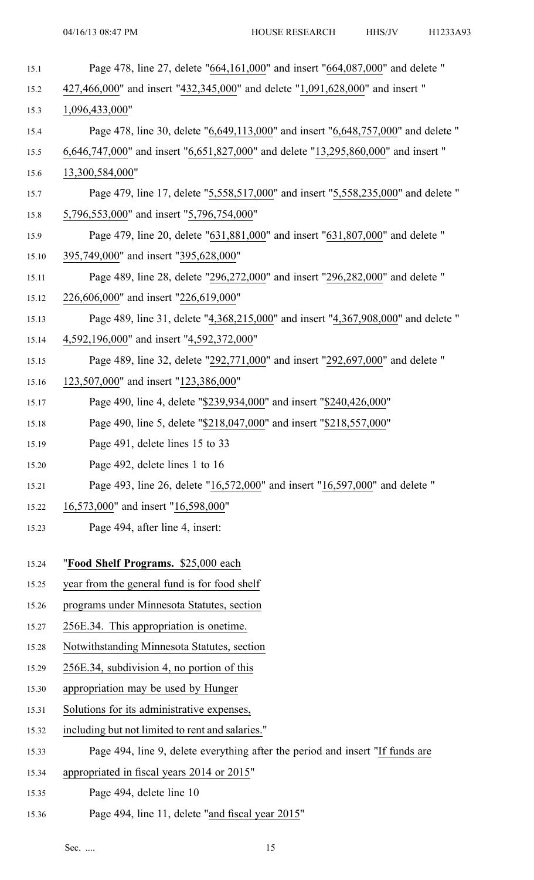Page 478, line 27, delete "664,161,000" and insert "664,087,000" and delete "427,466,000" and insert "432,345,000" and delete "1,091,628,000" and insert "1,096,433,000"

Page 478, line 30, delete "6,649,113,000" and insert "6,648,757,000" and delete "6,646,747,000" and insert "6,651,827,000" and delete "13,295,860,000" and insert "13,300,584,000"

Page 479, line 17, delete "5,558,517,000" and insert "5,558,235,000" and delete "5,796,553,000" and insert "5,796,754,000"

Page 479, line 20, delete "631,881,000" and insert "631,807,000" and delete "395,749,000" and insert "395,628,000"

Page 489, line 28, delete "296,272,000" and insert "296,282,000" and delete "226,606,000" and insert "226,619,000"

Page 489, line 31, delete "4,368,215,000" and insert "4,367,908,000" and delete "4,592,196,000" and insert "4,592,372,000"

Page 489, line 32, delete "292,771,000" and insert "292,697,000" and delete "123,507,000" and insert "123,386,000"

Page 490, line 4, delete "$239,934,000" and insert "$240,426,000"

Page 490, line 5, delete "$218,047,000" and insert "$218,557,000"

Page 491, delete lines 15 to 33

Page 492, delete lines 1 to 16

Page 493, line 26, delete "16,572,000" and insert "16,597,000" and delete "16,573,000" and insert "16,598,000"

Page 494, after line 4, insert:

"**Food Shelf Programs.** $25,000 each year from the general fund is for food shelf programs under Minnesota Statutes, section 256E.34. This appropriation is onetime. Notwithstanding Minnesota Statutes, section 256E.34, subdivision 4, no portion of this appropriation may be used by Hunger Solutions for its administrative expenses, including but not limited to rent and salaries."

Page 494, line 9, delete everything after the period and insert "If funds are appropriated in fiscal years 2014 or 2015"

Page 494, delete line 10

Page 494, line 11, delete "and fiscal year 2015"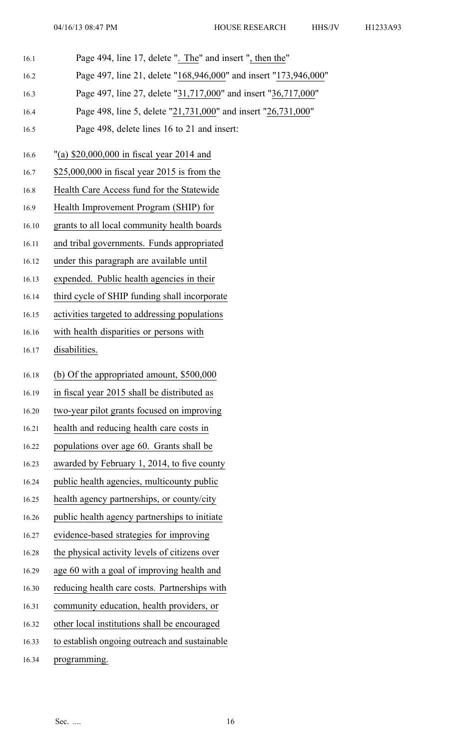Page 494, line 17, delete ". The" and insert ", then the"

Page 497, line 21, delete "168,946,000" and insert "173,946,000"

Page 497, line 27, delete "31,717,000" and insert "36,717,000"

Page 498, line 5, delete "21,731,000" and insert "26,731,000"

Page 498, delete lines 16 to 21 and insert:

"(a) $20,000,000 in fiscal year 2014 and $25,000,000 in fiscal year 2015 is from the Health Care Access fund for the Statewide Health Improvement Program (SHIP) for grants to all local community health boards and tribal governments. Funds appropriated under this paragraph are available until expended. Public health agencies in their third cycle of SHIP funding shall incorporate activities targeted to addressing populations with health disparities or persons with disabilities.

(b) Of the appropriated amount, $500,000 in fiscal year 2015 shall be distributed as two-year pilot grants focused on improving health and reducing health care costs in populations over age 60. Grants shall be awarded by February 1, 2014, to five county public health agencies, multicounty public health agency partnerships, or county/city public health agency partnerships to initiate evidence-based strategies for improving the physical activity levels of citizens over age 60 with a goal of improving health and reducing health care costs. Partnerships with community education, health providers, or other local institutions shall be encouraged to establish ongoing outreach and sustainable programming.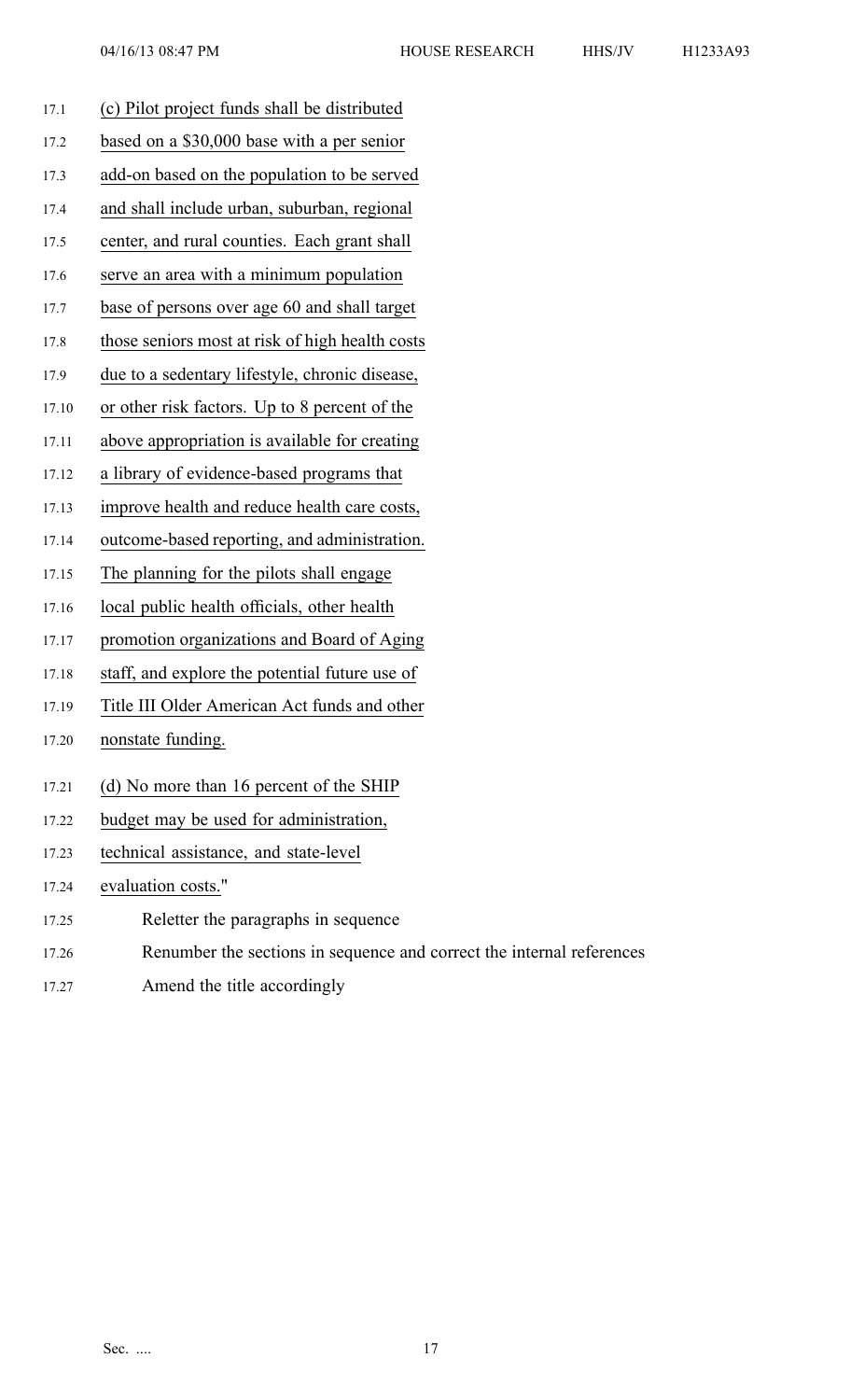(c) Pilot project funds shall be distributed based on a $30,000 base with a per senior add-on based on the population to be served and shall include urban, suburban, regional center, and rural counties. Each grant shall serve an area with a minimum population base of persons over age 60 and shall target those seniors most at risk of high health costs due to a sedentary lifestyle, chronic disease, or other risk factors. Up to 8 percent of the above appropriation is available for creating a library of evidence-based programs that improve health and reduce health care costs, outcome-based reporting, and administration. The planning for the pilots shall engage local public health officials, other health promotion organizations and Board of Aging staff, and explore the potential future use of Title III Older American Act funds and other nonstate funding.

(d) No more than 16 percent of the SHIP budget may be used for administration, technical assistance, and state-level evaluation costs."

Reletter the paragraphs in sequence

Renumber the sections in sequence and correct the internal references

Amend the title accordingly